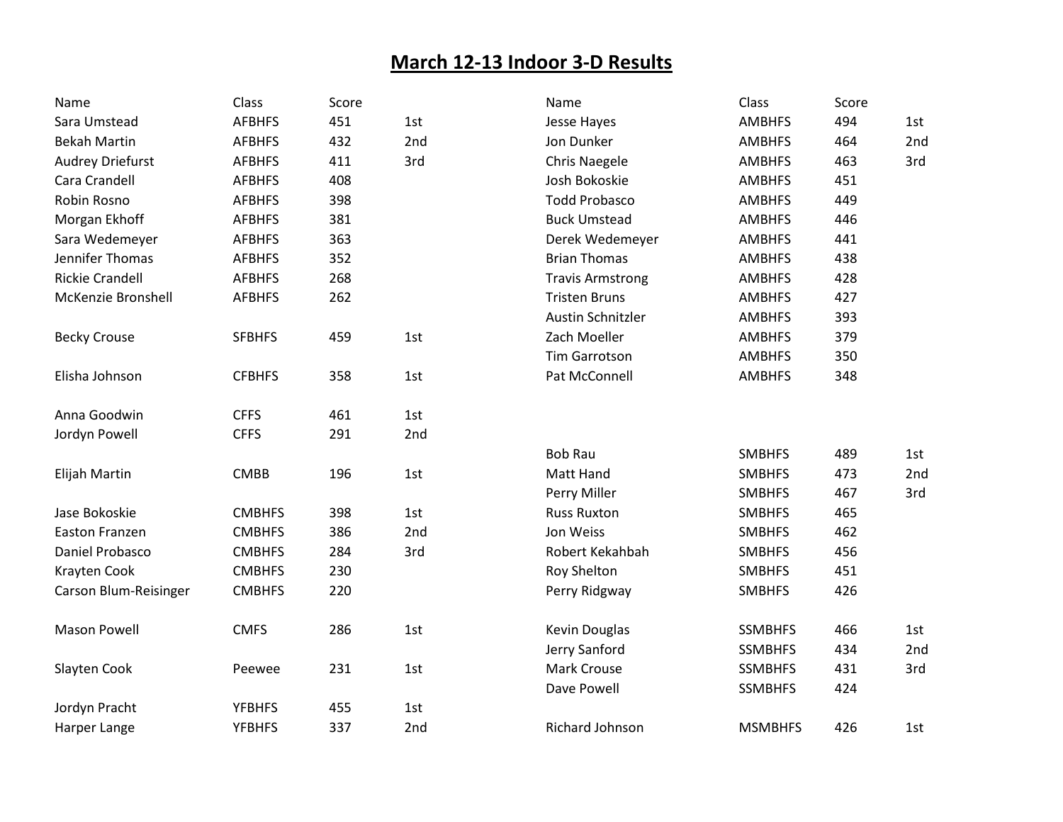# March 12-13 Indoor 3-D Results

| Name | Class | Score | |
|---|---|---|---|
| Sara Umstead | AFBHFS | 451 | 1st |
| Bekah Martin | AFBHFS | 432 | 2nd |
| Audrey Driefurst | AFBHFS | 411 | 3rd |
| Cara Crandell | AFBHFS | 408 | |
| Robin Rosno | AFBHFS | 398 | |
| Morgan Ekhoff | AFBHFS | 381 | |
| Sara Wedemeyer | AFBHFS | 363 | |
| Jennifer Thomas | AFBHFS | 352 | |
| Rickie Crandell | AFBHFS | 268 | |
| McKenzie Bronshell | AFBHFS | 262 | |
| | | | |
| Becky Crouse | SFBHFS | 459 | 1st |
| | | | |
| Elisha Johnson | CFBHFS | 358 | 1st |
| | | | |
| Anna Goodwin | CFFS | 461 | 1st |
| Jordyn Powell | CFFS | 291 | 2nd |
| | | | |
| Elijah Martin | CMBB | 196 | 1st |
| | | | |
| Jase Bokoskie | CMBHFS | 398 | 1st |
| Easton Franzen | CMBHFS | 386 | 2nd |
| Daniel Probasco | CMBHFS | 284 | 3rd |
| Krayten Cook | CMBHFS | 230 | |
| Carson Blum-Reisinger | CMBHFS | 220 | |
| | | | |
| Mason Powell | CMFS | 286 | 1st |
| | | | |
| Slayten Cook | Peewee | 231 | 1st |
| | | | |
| Jordyn Pracht | YFBHFS | 455 | 1st |
| Harper Lange | YFBHFS | 337 | 2nd |

| Name | Class | Score | |
|---|---|---|---|
| Jesse Hayes | AMBHFS | 494 | 1st |
| Jon Dunker | AMBHFS | 464 | 2nd |
| Chris Naegele | AMBHFS | 463 | 3rd |
| Josh Bokoskie | AMBHFS | 451 | |
| Todd Probasco | AMBHFS | 449 | |
| Buck Umstead | AMBHFS | 446 | |
| Derek Wedemeyer | AMBHFS | 441 | |
| Brian Thomas | AMBHFS | 438 | |
| Travis Armstrong | AMBHFS | 428 | |
| Tristen Bruns | AMBHFS | 427 | |
| Austin Schnitzler | AMBHFS | 393 | |
| Zach Moeller | AMBHFS | 379 | |
| Tim Garrotson | AMBHFS | 350 | |
| Pat McConnell | AMBHFS | 348 | |
| | | | |
| Bob Rau | SMBHFS | 489 | 1st |
| Matt Hand | SMBHFS | 473 | 2nd |
| Perry Miller | SMBHFS | 467 | 3rd |
| Russ Ruxton | SMBHFS | 465 | |
| Jon Weiss | SMBHFS | 462 | |
| Robert Kekahbah | SMBHFS | 456 | |
| Roy Shelton | SMBHFS | 451 | |
| Perry Ridgway | SMBHFS | 426 | |
| | | | |
| Kevin Douglas | SSMBHFS | 466 | 1st |
| Jerry Sanford | SSMBHFS | 434 | 2nd |
| Mark Crouse | SSMBHFS | 431 | 3rd |
| Dave Powell | SSMBHFS | 424 | |
| | | | |
| Richard Johnson | MSMBHFS | 426 | 1st |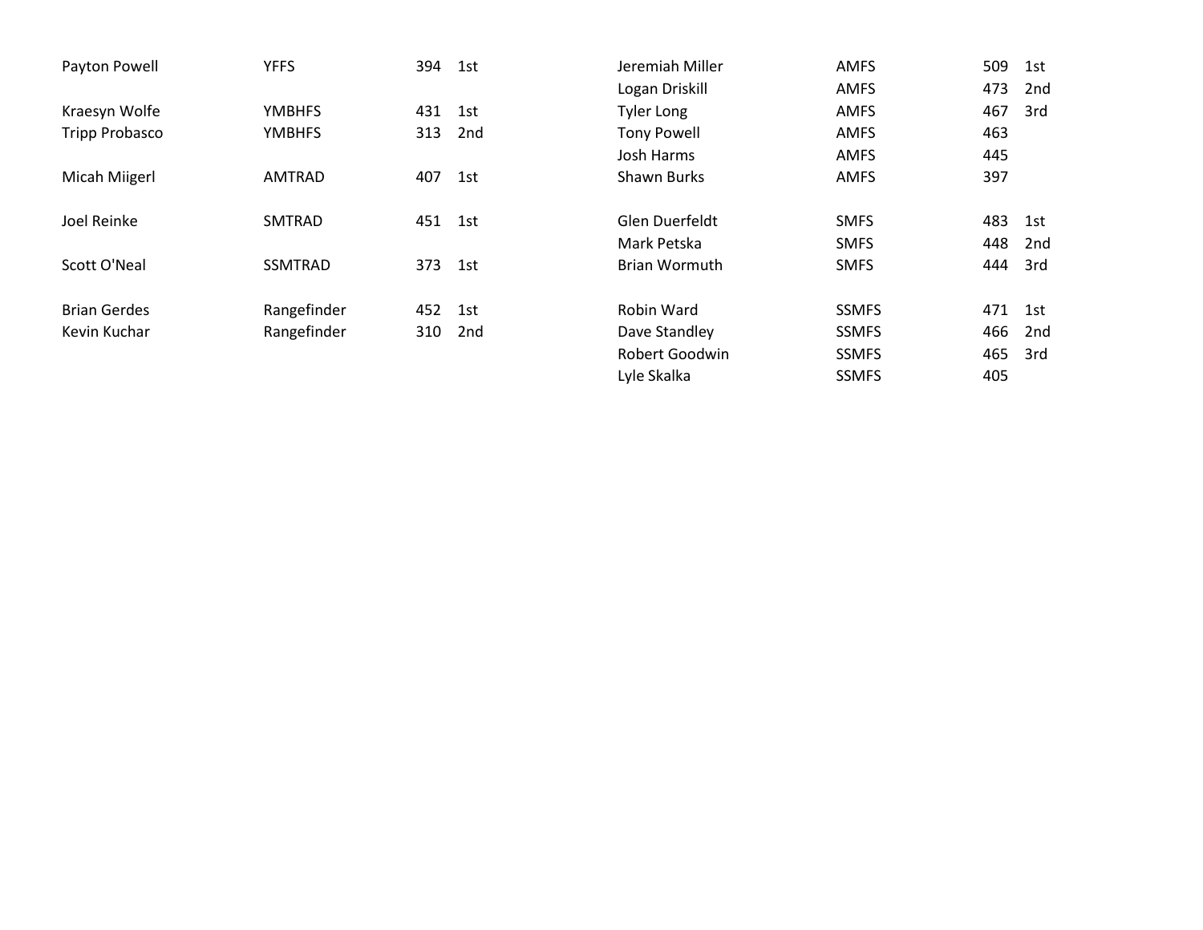| | | | |
|---|---|---|---|
| Payton Powell | YFFS | 394 | 1st |
| | | | |
| Kraesyn Wolfe | YMBHFS | 431 | 1st |
| Tripp Probasco | YMBHFS | 313 | 2nd |
| | | | |
| Micah Miigerl | AMTRAD | 407 | 1st |
| | | | |
| Joel Reinke | SMTRAD | 451 | 1st |
| | | | |
| Scott O'Neal | SSMTRAD | 373 | 1st |
| | | | |
| Brian Gerdes | Rangefinder | 452 | 1st |
| Kevin Kuchar | Rangefinder | 310 | 2nd |

| | | | |
|---|---|---|---|
| Jeremiah Miller | AMFS | 509 | 1st |
| Logan Driskill | AMFS | 473 | 2nd |
| Tyler Long | AMFS | 467 | 3rd |
| Tony Powell | AMFS | 463 | |
| Josh Harms | AMFS | 445 | |
| Shawn Burks | AMFS | 397 | |
| | | | |
| Glen Duerfeldt | SMFS | 483 | 1st |
| Mark Petska | SMFS | 448 | 2nd |
| Brian Wormuth | SMFS | 444 | 3rd |
| | | | |
| Robin Ward | SSMFS | 471 | 1st |
| Dave Standley | SSMFS | 466 | 2nd |
| Robert Goodwin | SSMFS | 465 | 3rd |
| Lyle Skalka | SSMFS | 405 | |